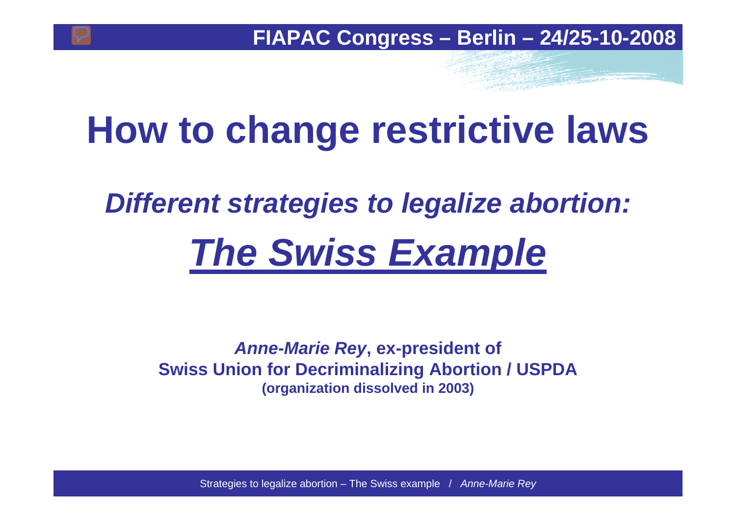# How to change restrictive laws

## *Different strategies to legalize abortion:*

## ***The Swiss Example***

***Anne-Marie Rey*, ex-president of**
**Swiss Union for Decriminalizing Abortion / USPDA**
**(organization dissolved in 2003)**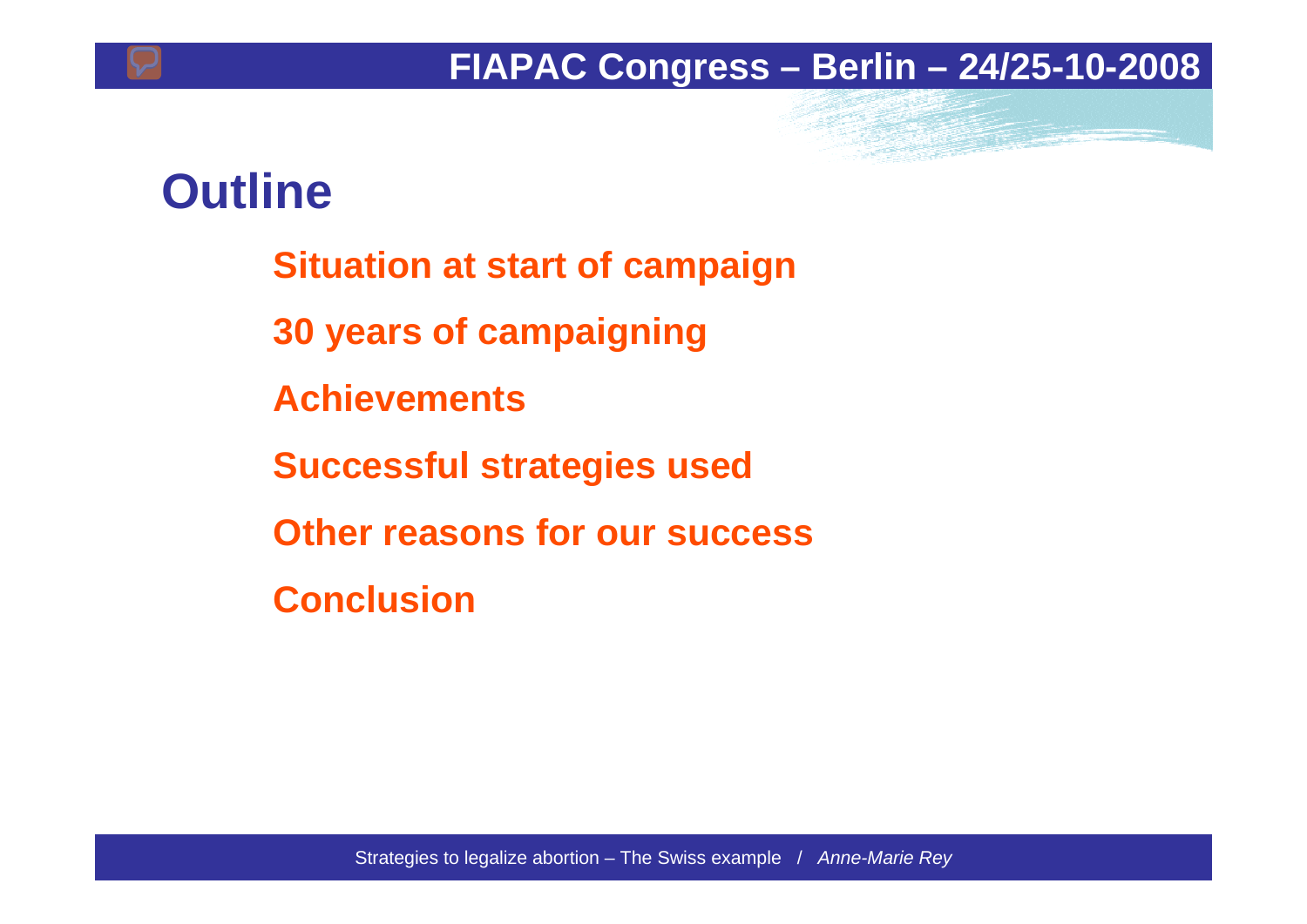# Outline

- Situation at start of campaign
- 30 years of campaigning
- Achievements
- Successful strategies used
- Other reasons for our success
- Conclusion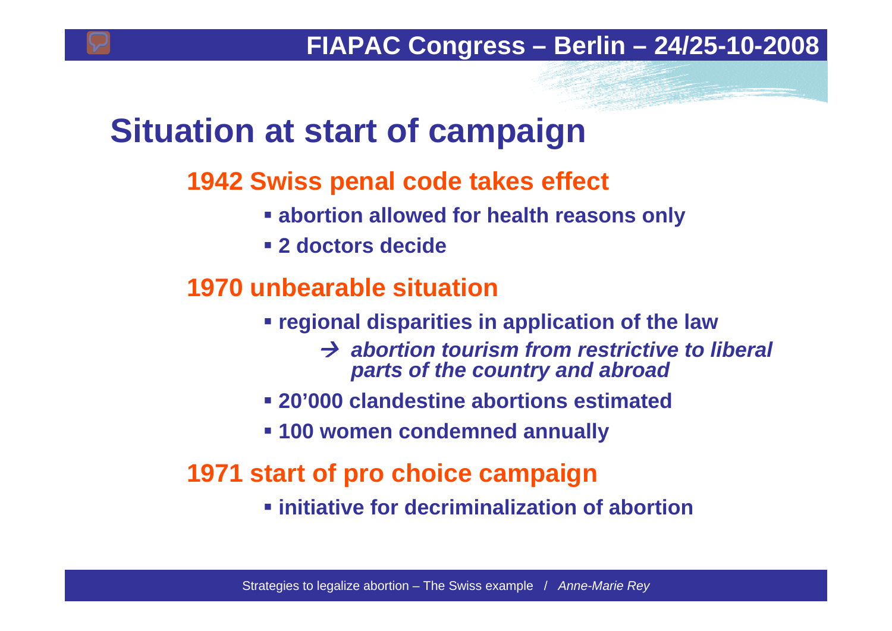# Situation at start of campaign

## 1942 Swiss penal code takes effect

- **abortion allowed for health reasons only**
- **2 doctors decide**

## 1970 unbearable situation

- **regional disparities in application of the law**
  - → ***abortion tourism from restrictive to liberal parts of the country and abroad***
- **20'000 clandestine abortions estimated**
- **100 women condemned annually**

## 1971 start of pro choice campaign

- **initiative for decriminalization of abortion**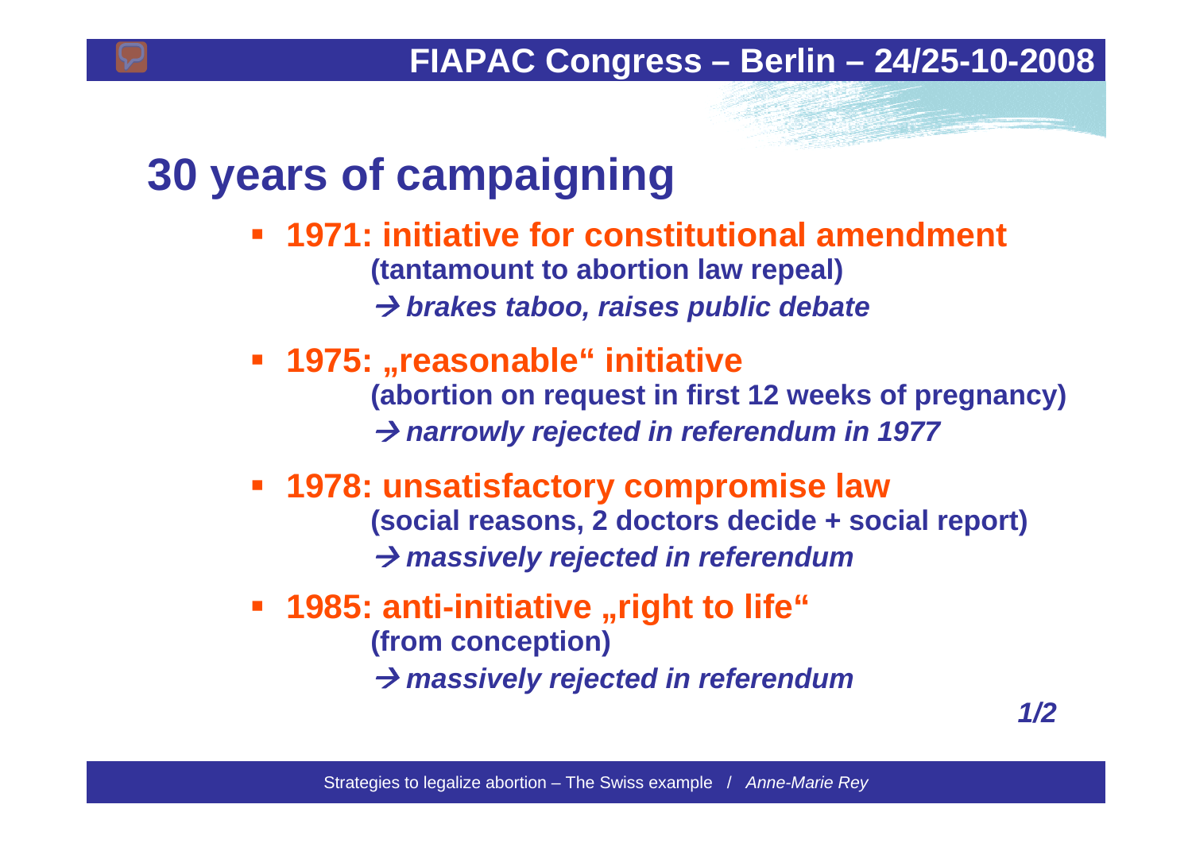# 30 years of campaigning

- **1971: initiative for constitutional amendment**
  **(tantamount to abortion law repeal)**
  → ***brakes taboo, raises public debate***
- **1975: „reasonable“ initiative**
  **(abortion on request in first 12 weeks of pregnancy)**
  → ***narrowly rejected in referendum in 1977***
- **1978: unsatisfactory compromise law**
  **(social reasons, 2 doctors decide + social report)**
  → ***massively rejected in referendum***
- **1985: anti-initiative „right to life“**
  **(from conception)**
  → ***massively rejected in referendum***

***1/2***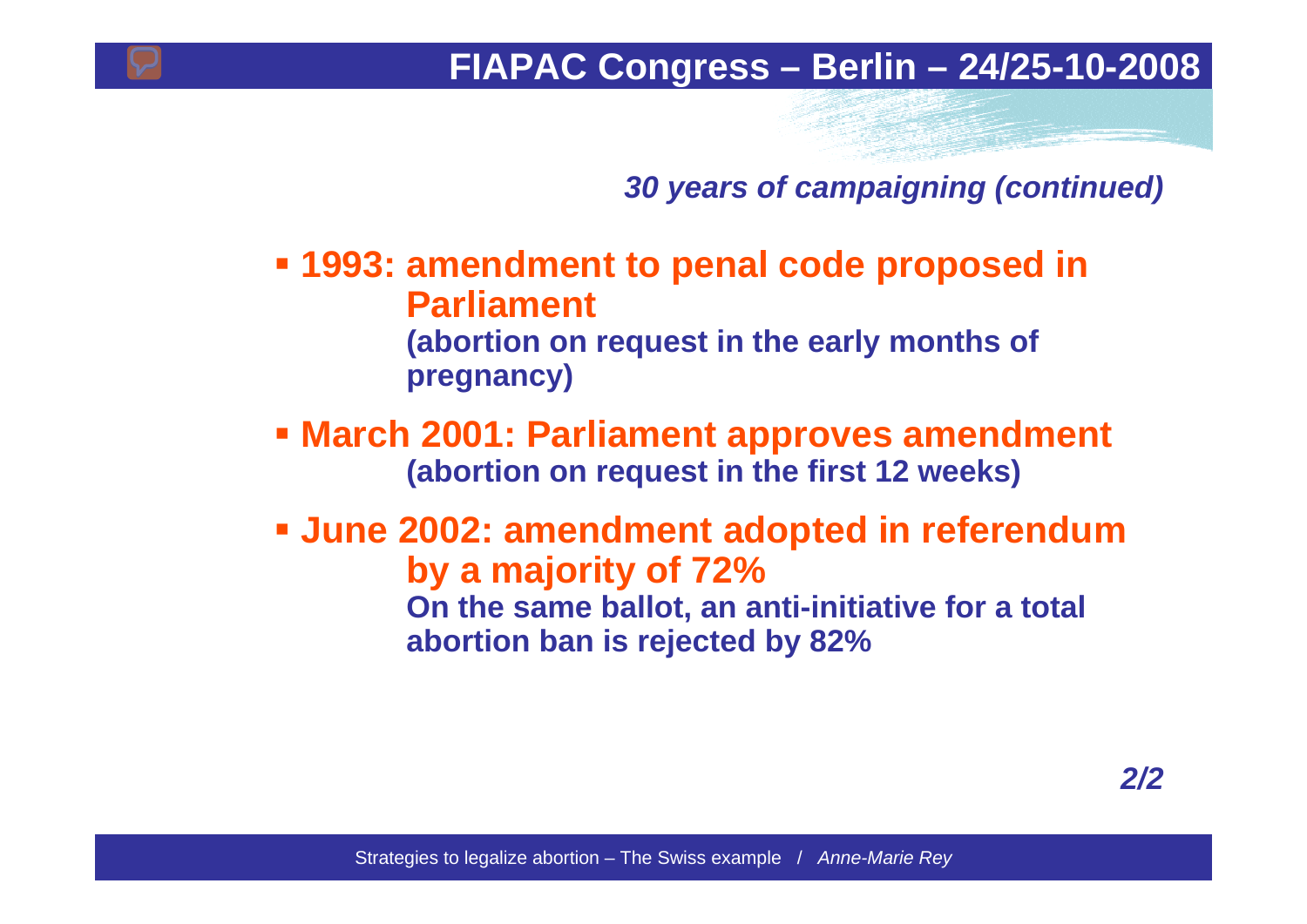*30 years of campaigning (continued)*

- **1993: amendment to penal code proposed in Parliament**
  **(abortion on request in the early months of pregnancy)**
- **March 2001: Parliament approves amendment**
  **(abortion on request in the first 12 weeks)**
- **June 2002: amendment adopted in referendum by a majority of 72%**
  **On the same ballot, an anti-initiative for a total abortion ban is rejected by 82%**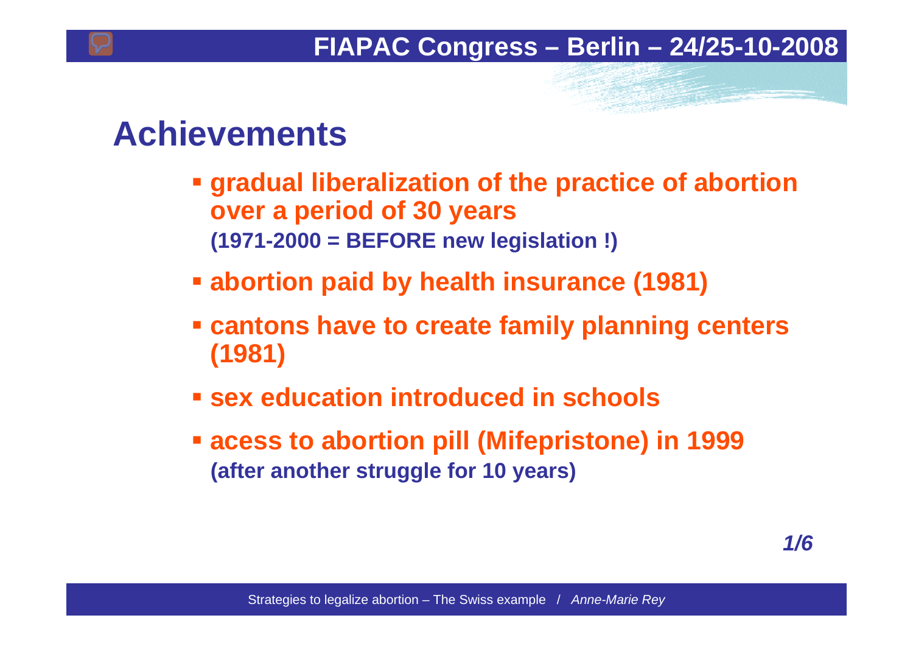# Achievements

- **gradual liberalization of the practice of abortion over a period of 30 years**
  **(1971-2000 = BEFORE new legislation !)**
- **abortion paid by health insurance (1981)**
- **cantons have to create family planning centers (1981)**
- **sex education introduced in schools**
- **acess to abortion pill (Mifepristone) in 1999**
  **(after another struggle for 10 years)**

***1/6***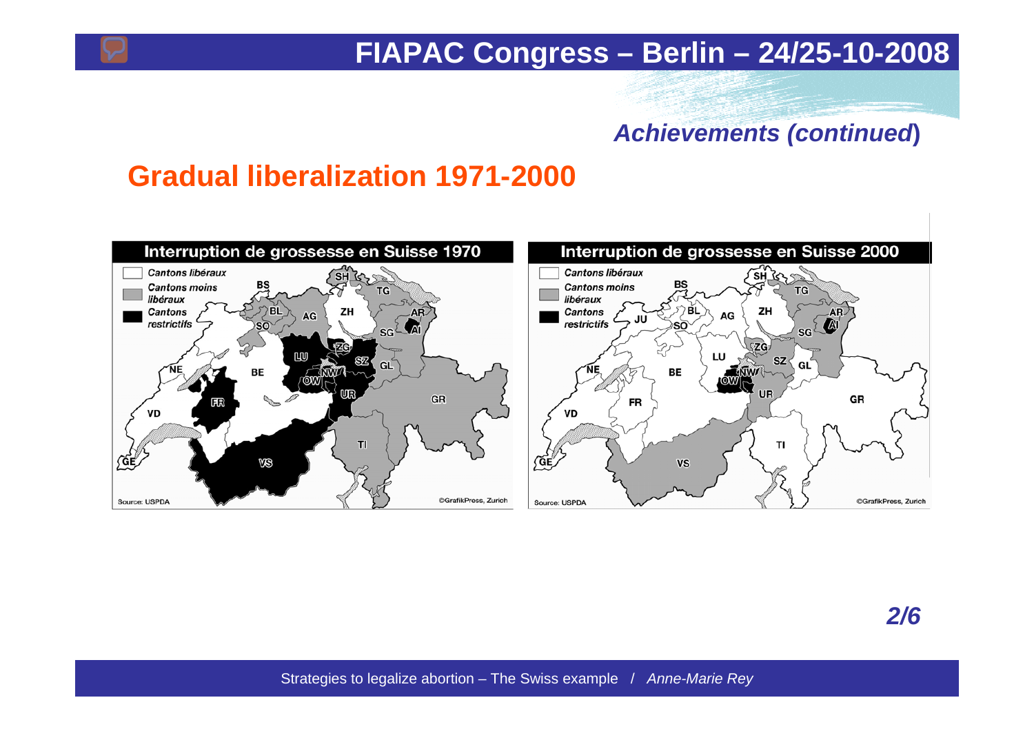*Achievements (continued)*

## Gradual liberalization 1971-2000

**Interruption de grossesse en Suisse 1970**

- Cantons libéraux
- Cantons moins libéraux
- Cantons restrictifs

Source: USPDA ©GrafikPress, Zurich

**Interruption de grossesse en Suisse 2000**

- Cantons libéraux
- Cantons moins libéraux
- Cantons restrictifs

Source: USPDA ©GrafikPress, Zurich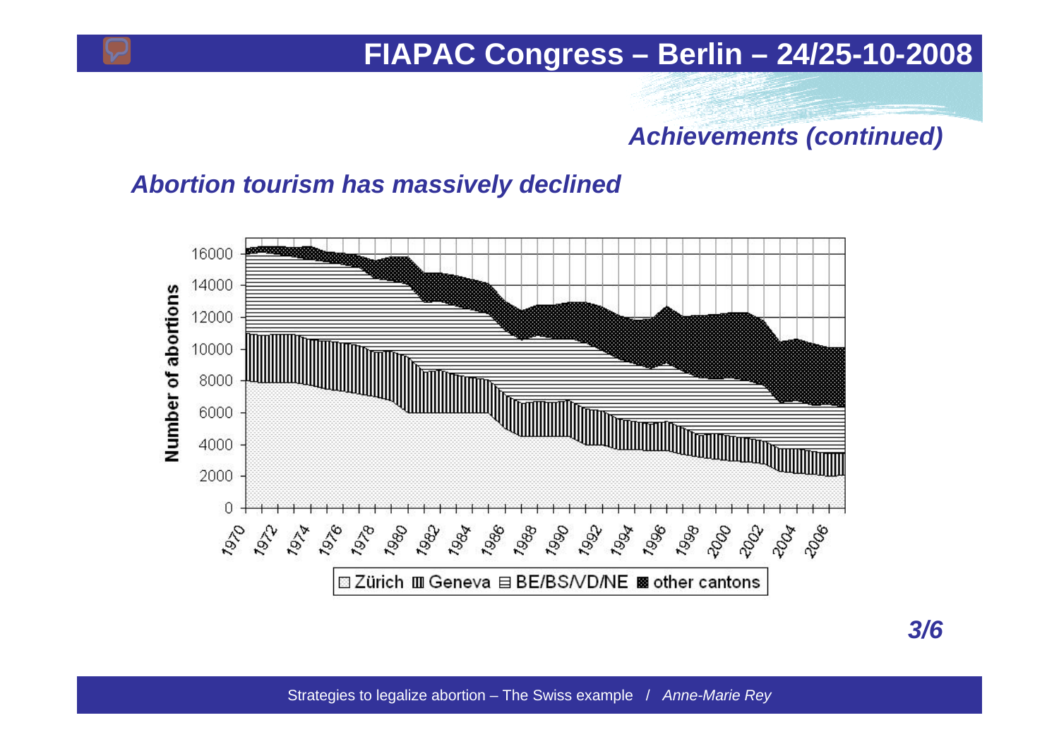## Achievements (continued)

### Abortion tourism has massively declined

Number of abortions

16000
14000
12000
10000
8000
6000
4000
2000
0

1970 1972 1974 1976 1978 1980 1982 1984 1986 1988 1990 1992 1994 1996 1998 2000 2002 2004 2006

Zürich | Geneva | BE/BS/VD/NE | other cantons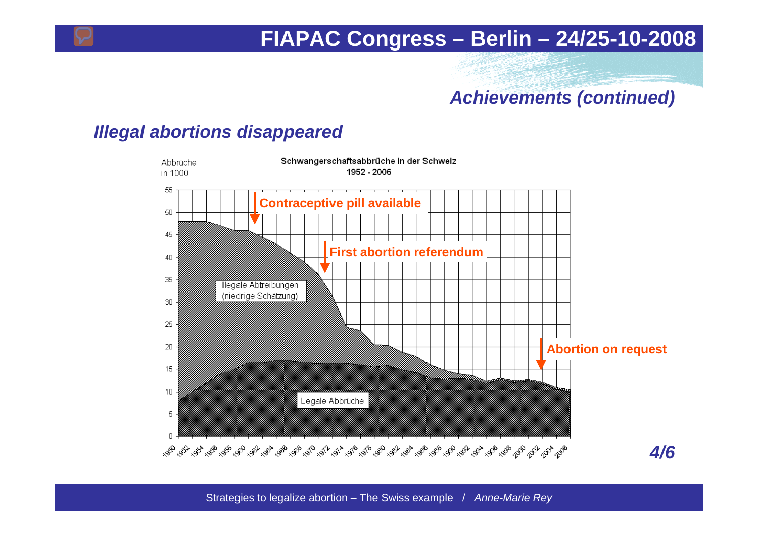## Achievements (continued)

### Illegal abortions disappeared

**Schwangerschaftsabbrüche in der Schweiz 1952 - 2006**

Abbrüche in 1000

- Contraceptive pill available
- First abortion referendum
- Abortion on request

Illegale Abtreibungen (niedrige Schätzung)

Legale Abbrüche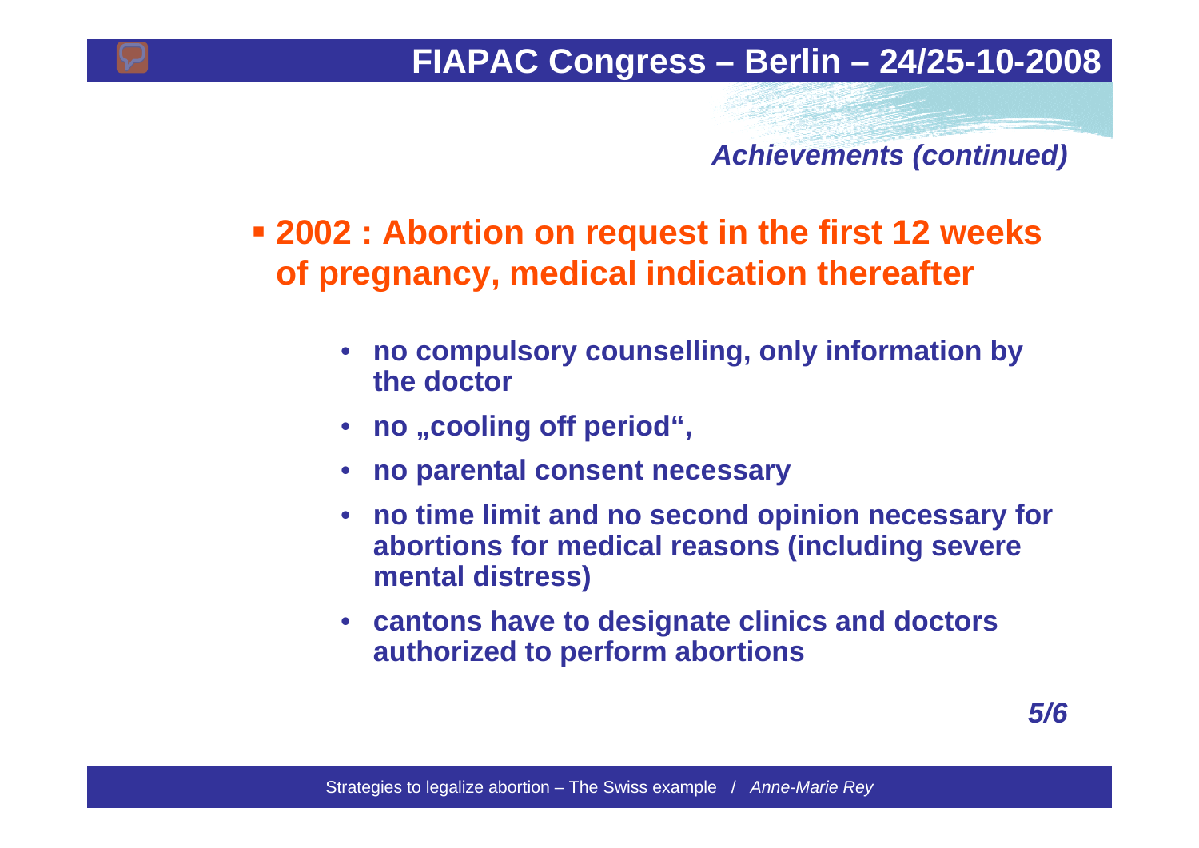*Achievements (continued)*

- **2002 : Abortion on request in the first 12 weeks of pregnancy, medical indication thereafter**
  - **no compulsory counselling, only information by the doctor**
  - **no „cooling off period",**
  - **no parental consent necessary**
  - **no time limit and no second opinion necessary for abortions for medical reasons (including severe mental distress)**
  - **cantons have to designate clinics and doctors authorized to perform abortions**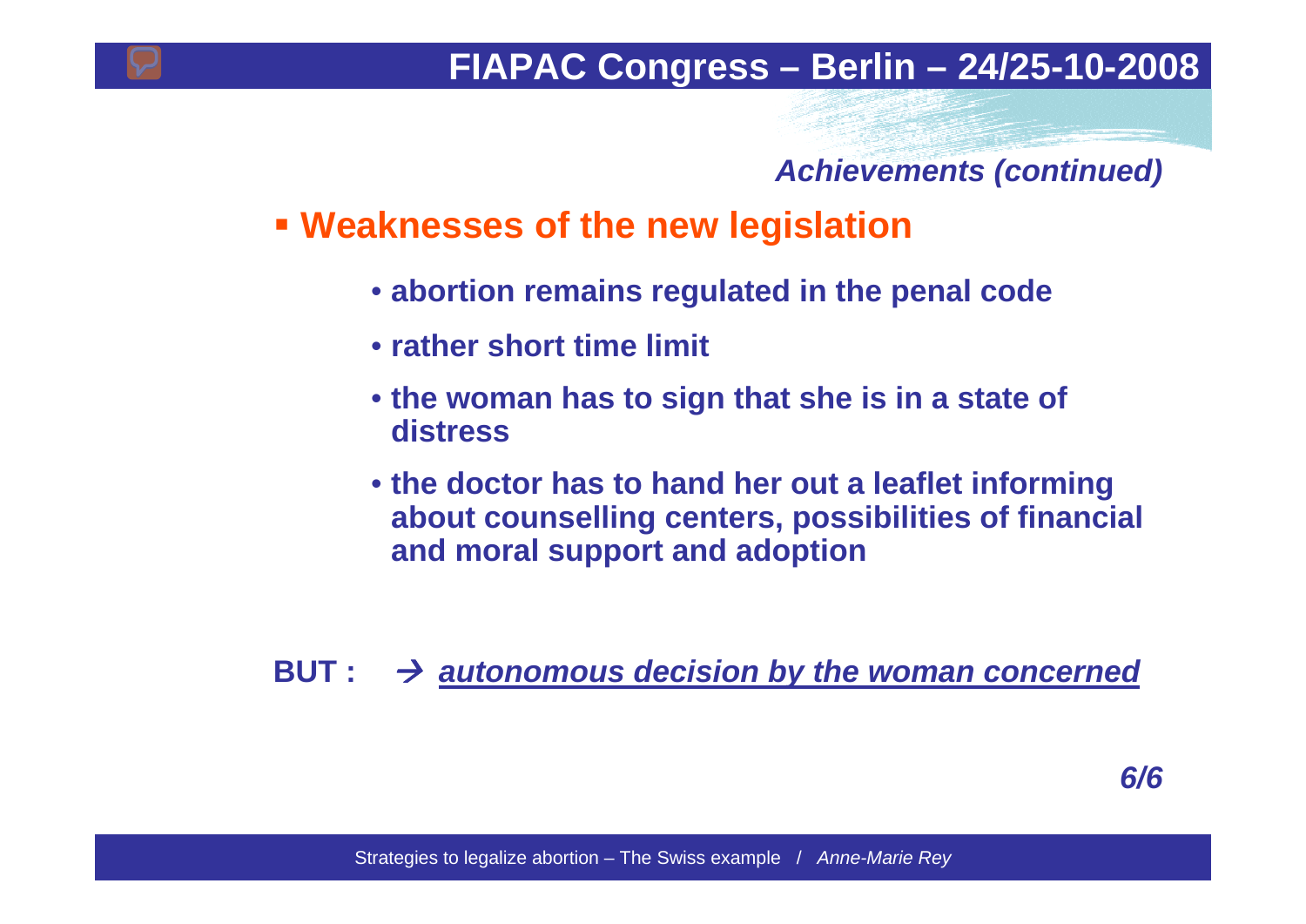*Achievements (continued)*

## Weaknesses of the new legislation

- **abortion remains regulated in the penal code**
- **rather short time limit**
- **the woman has to sign that she is in a state of distress**
- **the doctor has to hand her out a leaflet informing about counselling centers, possibilities of financial and moral support and adoption**

**BUT :** → ***autonomous decision by the woman concerned***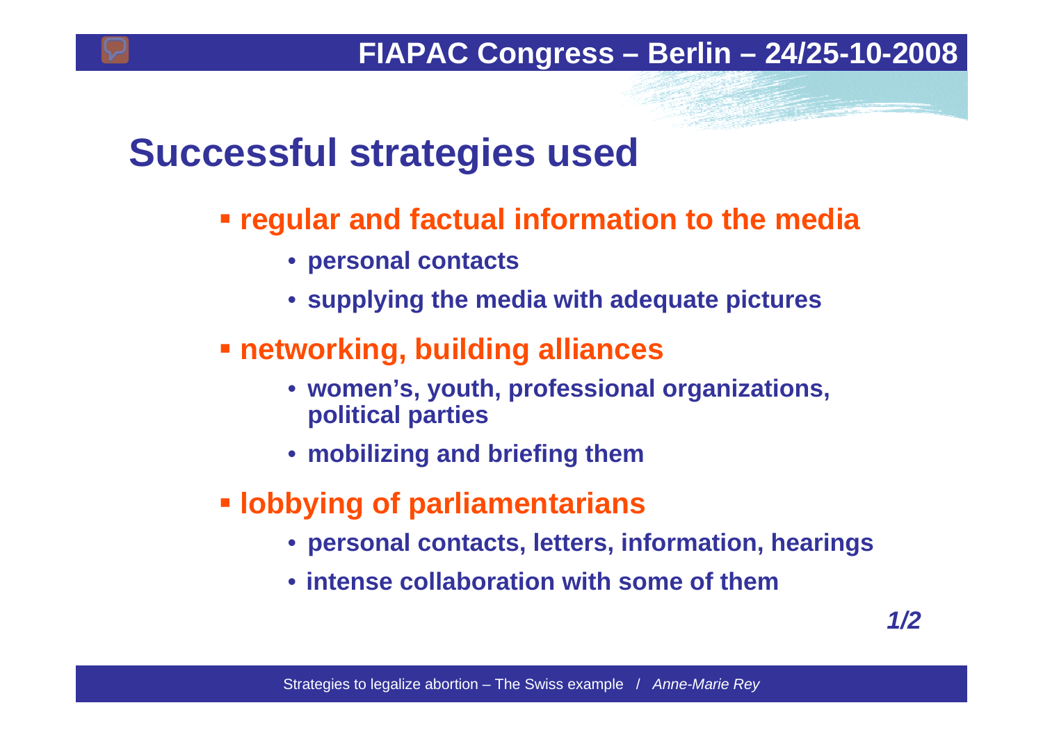# Successful strategies used

- **regular and factual information to the media**
  - personal contacts
  - supplying the media with adequate pictures
- **networking, building alliances**
  - women's, youth, professional organizations, political parties
  - mobilizing and briefing them
- **lobbying of parliamentarians**
  - personal contacts, letters, information, hearings
  - intense collaboration with some of them

*1/2*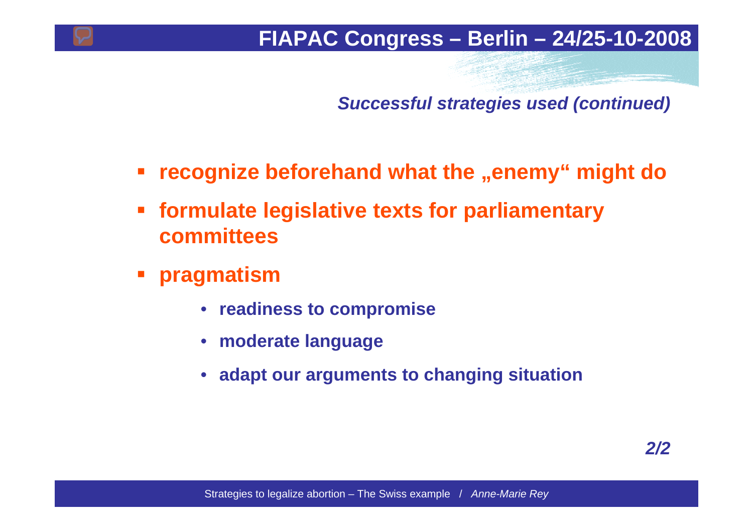## *Successful strategies used (continued)*

- **recognize beforehand what the „enemy“ might do**
- **formulate legislative texts for parliamentary committees**
- **pragmatism**
  - **readiness to compromise**
  - **moderate language**
  - **adapt our arguments to changing situation**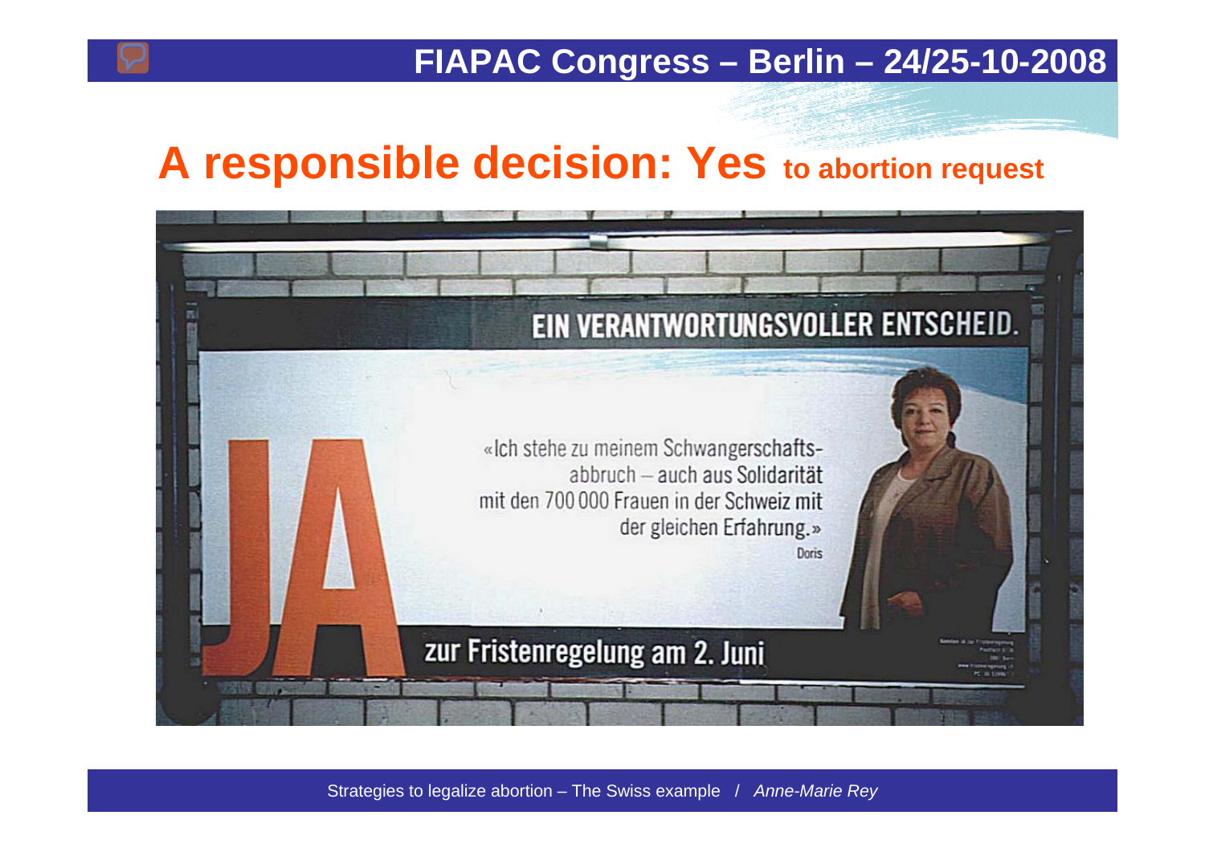# A responsible decision: Yes to abortion request

EIN VERANTWORTUNGSVOLLER ENTSCHEID.

JA

«Ich stehe zu meinem Schwangerschafts-abbruch – auch aus Solidarität mit den 700 000 Frauen in der Schweiz mit der gleichen Erfahrung.»

Doris

zur Fristenregelung am 2. Juni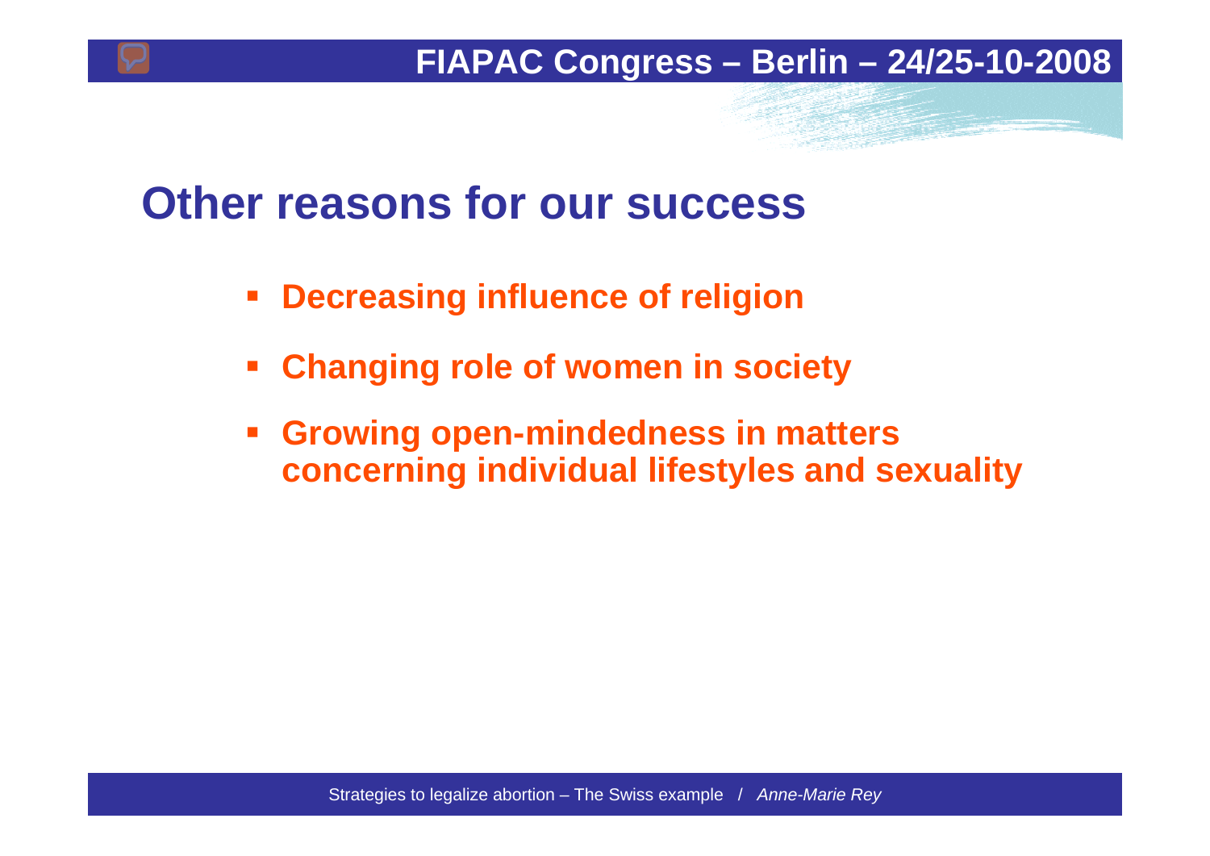# Other reasons for our success

- **Decreasing influence of religion**
- **Changing role of women in society**
- **Growing open-mindedness in matters concerning individual lifestyles and sexuality**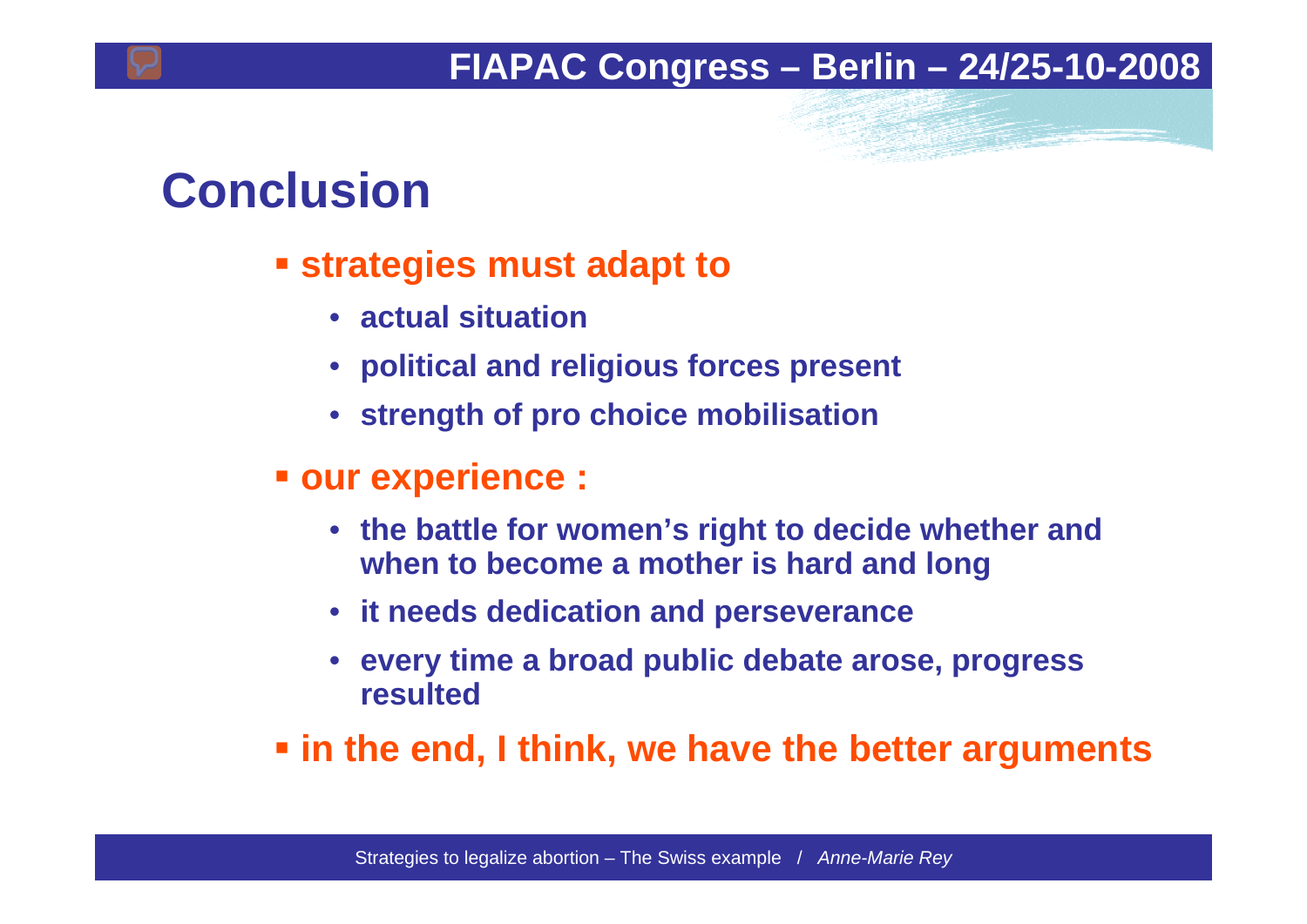# Conclusion

- **strategies must adapt to**
  - **actual situation**
  - **political and religious forces present**
  - **strength of pro choice mobilisation**
- **our experience :**
  - **the battle for women's right to decide whether and when to become a mother is hard and long**
  - **it needs dedication and perseverance**
  - **every time a broad public debate arose, progress resulted**
- **in the end, I think, we have the better arguments**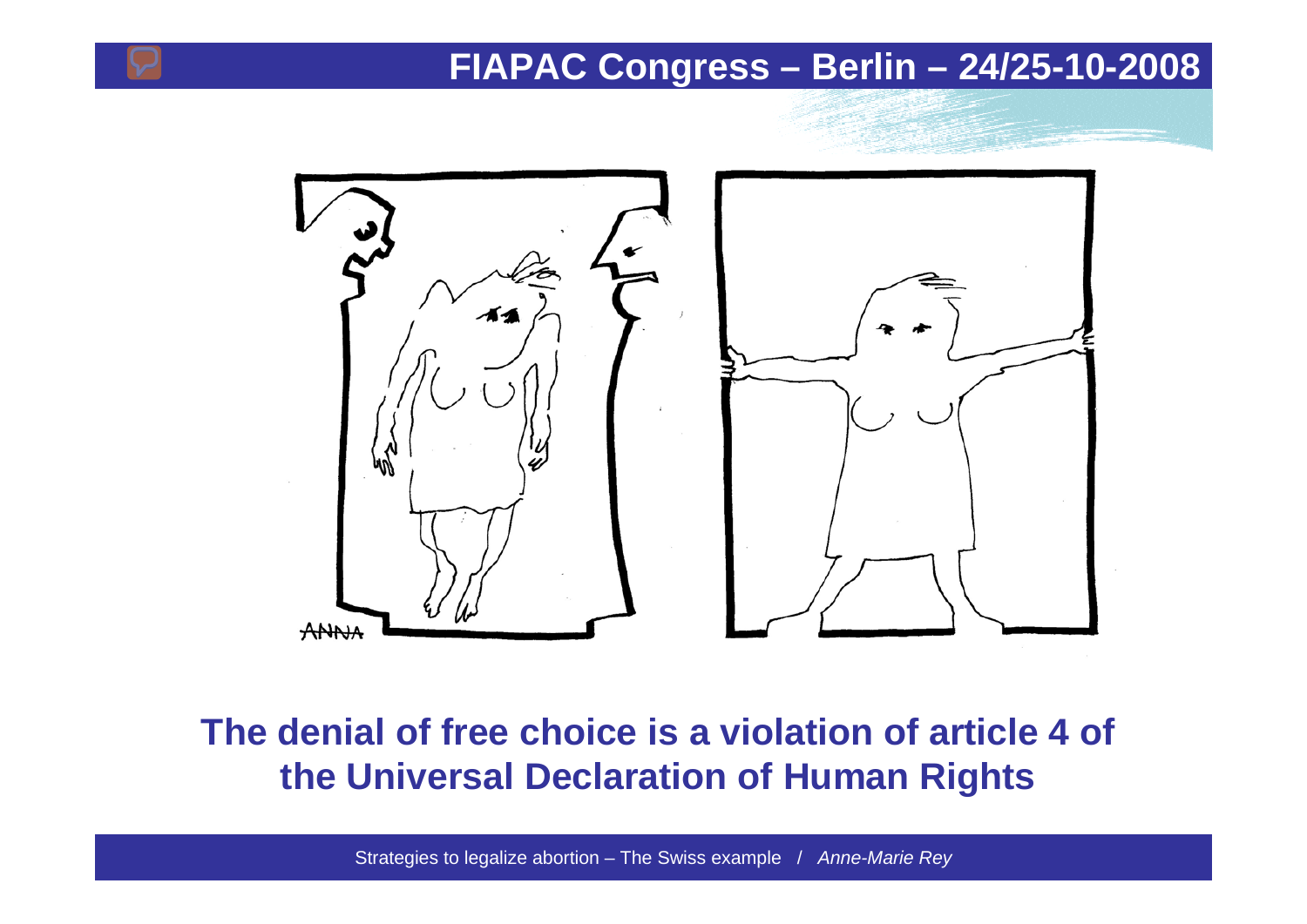The denial of free choice is a violation of article 4 of the Universal Declaration of Human Rights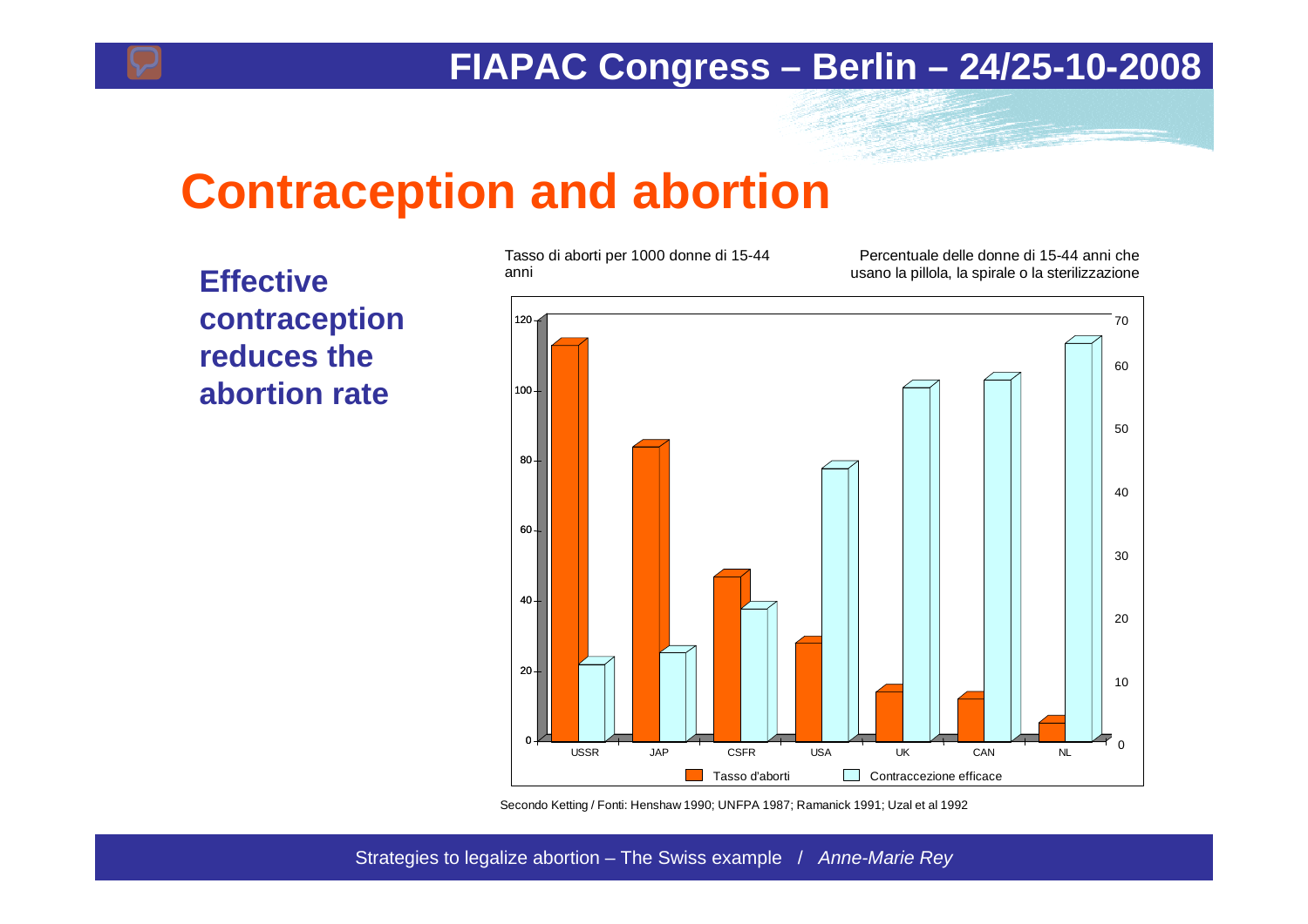# Contraception and abortion

**Effective contraception reduces the abortion rate**

Tasso di aborti per 1000 donne di 15-44 anni

Percentuale delle donne di 15-44 anni che usano la pillola, la spirale o la sterilizzazione

Secondo Ketting / Fonti: Henshaw 1990; UNFPA 1987; Ramanick 1991; Uzal et al 1992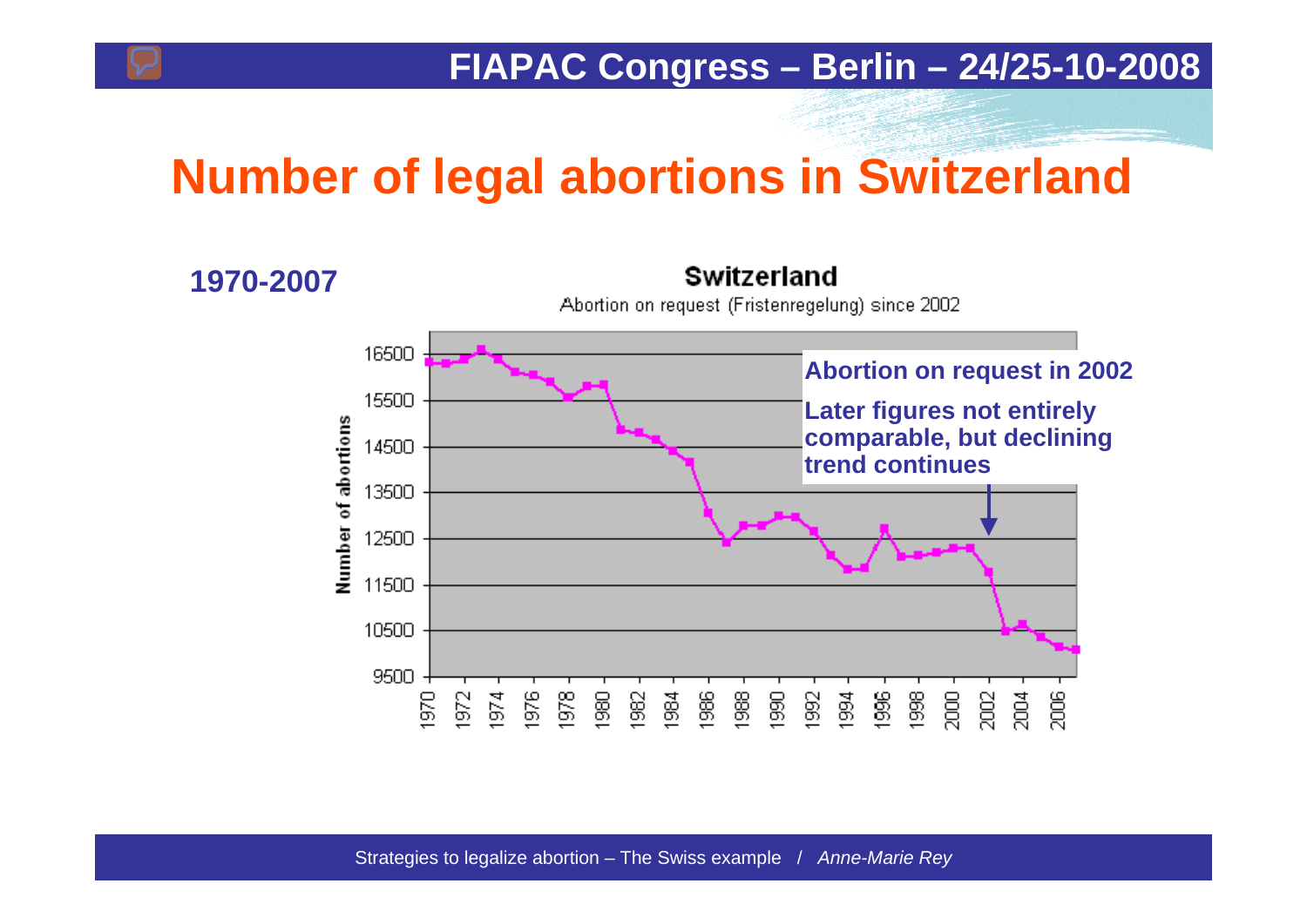# Number of legal abortions in Switzerland

**1970-2007**

**Switzerland**

Abortion on request (Fristenregelung) since 2002

**Abortion on request in 2002**

**Later figures not entirely comparable, but declining trend continues**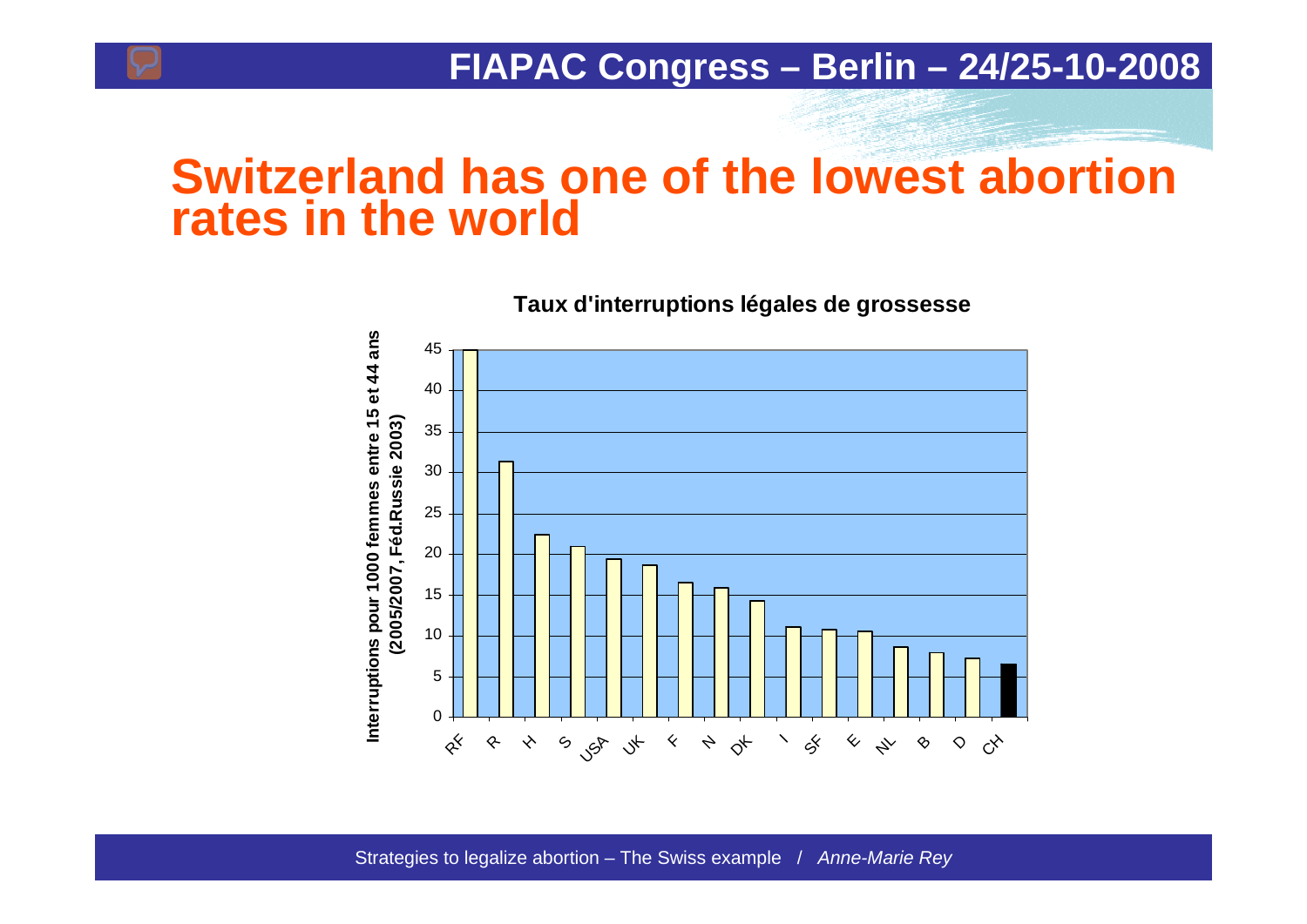# Switzerland has one of the lowest abortion rates in the world

**Taux d'interruptions légales de grossesse**

| Pays | Interruptions pour 1000 femmes entre 15 et 44 ans (2005/2007, Féd.Russie 2003) |
|---|---|
| RF | 45 |
| R | 31.3 |
| H | 22.3 |
| S | 20.9 |
| USA | 19.3 |
| UK | 18.6 |
| F | 16.5 |
| N | 15.8 |
| DK | 14.2 |
| I | 11 |
| SF | 10.7 |
| E | 10.5 |
| NL | 8.6 |
| B | 7.9 |
| D | 7.2 |
| CH | 6.5 |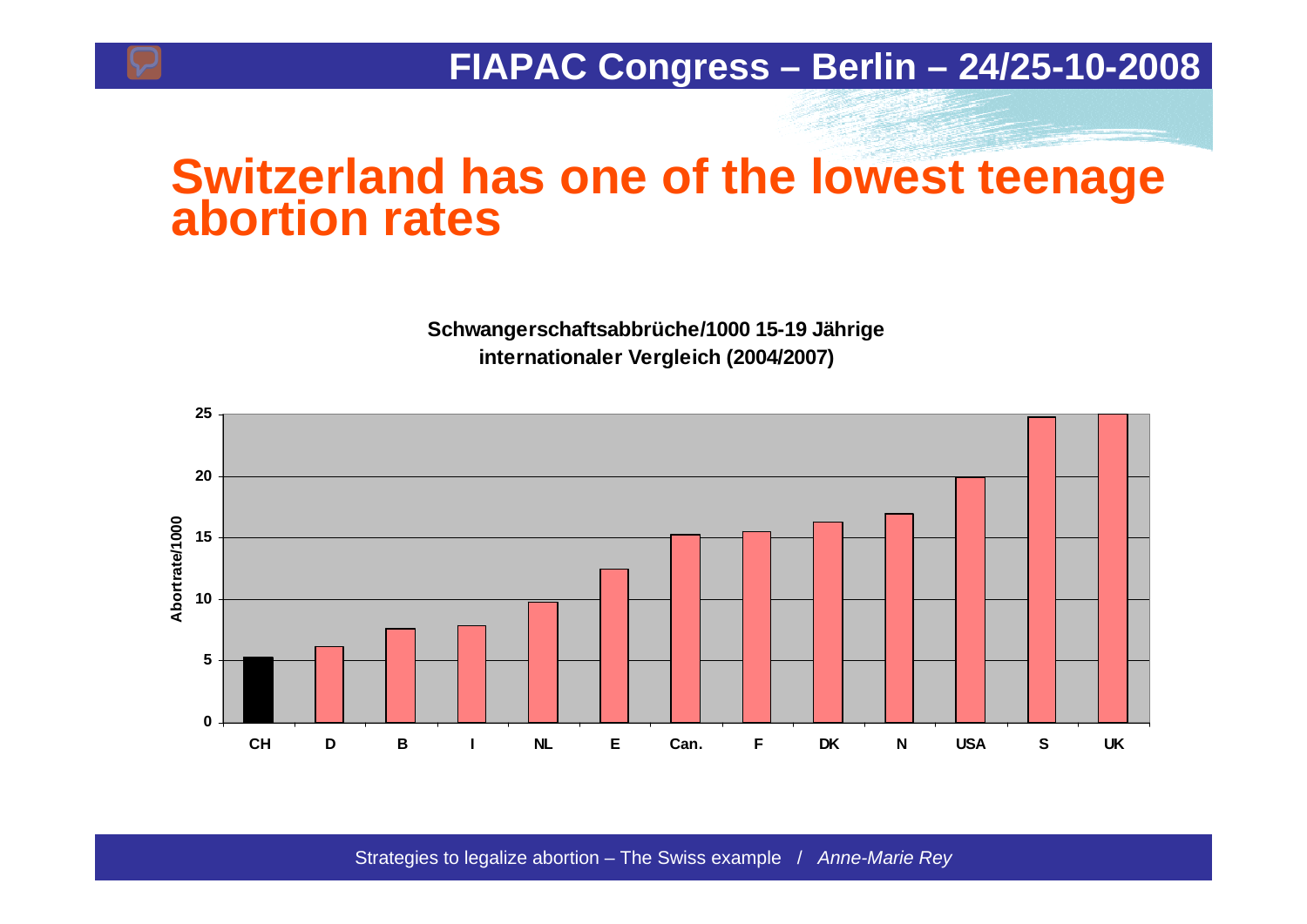# Switzerland has one of the lowest teenage abortion rates

**Schwangerschaftsabbrüche/1000 15-19 Jährige**
**internationaler Vergleich (2004/2007)**

Abortrate/1000

| Country | Abortrate/1000 |
|---|---|
| CH | 5.3 |
| D | 6.1 |
| B | 7.6 |
| I | 7.8 |
| NL | 9.7 |
| E | 12.5 |
| Can. | 15.2 |
| F | 15.5 |
| DK | 16.3 |
| N | 17 |
| USA | 19.9 |
| S | 24.8 |
| UK | 25 |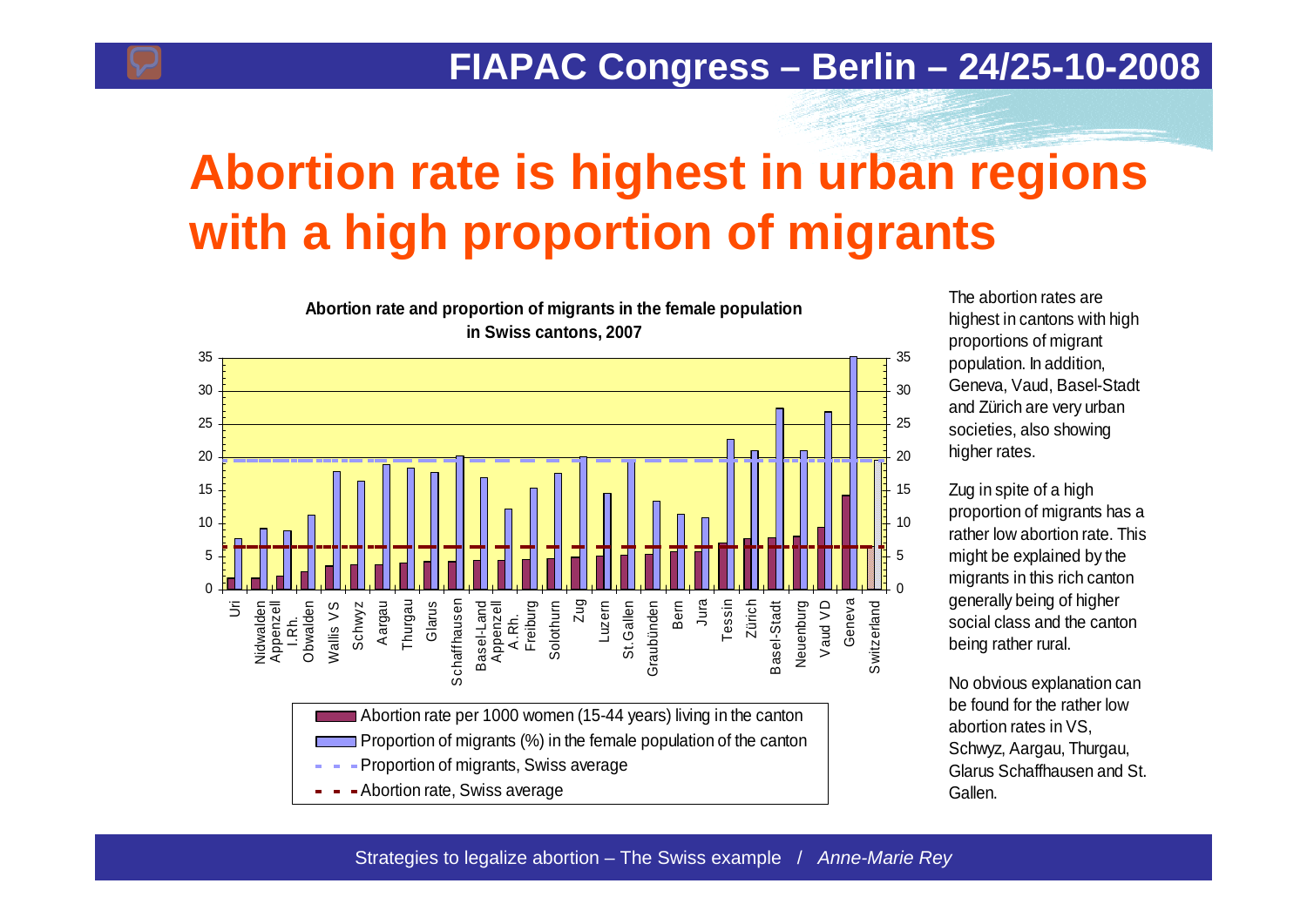# Abortion rate is highest in urban regions with a high proportion of migrants

**Abortion rate and proportion of migrants in the female population in Swiss cantons, 2007**

- Abortion rate per 1000 women (15-44 years) living in the canton
- Proportion of migrants (%) in the female population of the canton
- Proportion of migrants, Swiss average
- Abortion rate, Swiss average

Uri, Nidwalden, Appenzell I.Rh., Obwalden, Wallis VS, Schwyz, Aargau, Thurgau, Glarus, Schaffhausen, Basel-Land, Appenzell A.Rh., Freiburg, Solothurn, Zug, Luzern, St.Gallen, Graubünden, Bern, Jura, Tessin, Zürich, Basel-Stadt, Neuenburg, Vaud VD, Geneva, Switzerland

The abortion rates are highest in cantons with high proportions of migrant population. In addition, Geneva, Vaud, Basel-Stadt and Zürich are very urban societies, also showing higher rates.

Zug in spite of a high proportion of migrants has a rather low abortion rate. This might be explained by the migrants in this rich canton generally being of higher social class and the canton being rather rural.

No obvious explanation can be found for the rather low abortion rates in VS, Schwyz, Aargau, Thurgau, Glarus Schaffhausen and St. Gallen.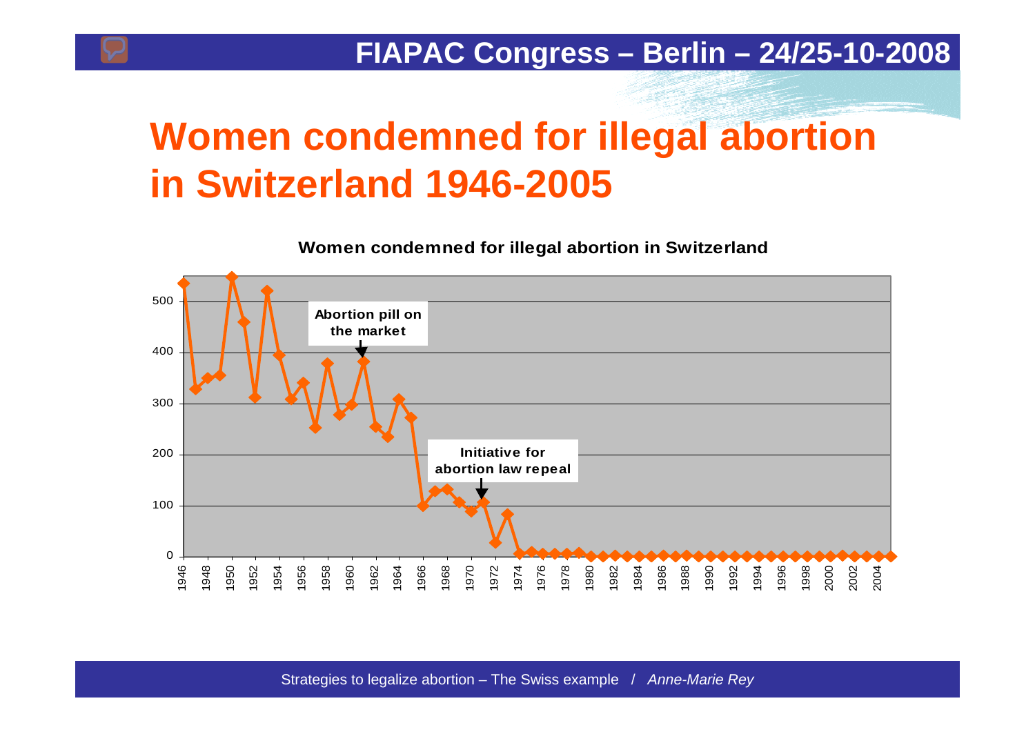# Women condemned for illegal abortion in Switzerland 1946-2005

Women condemned for illegal abortion in Switzerland

500
400
300
200
100
0

Abortion pill on the market

Initiative for abortion law repeal

1946 1948 1950 1952 1954 1956 1958 1960 1962 1964 1966 1968 1970 1972 1974 1976 1978 1980 1982 1984 1986 1988 1990 1992 1994 1996 1998 2000 2002 2004